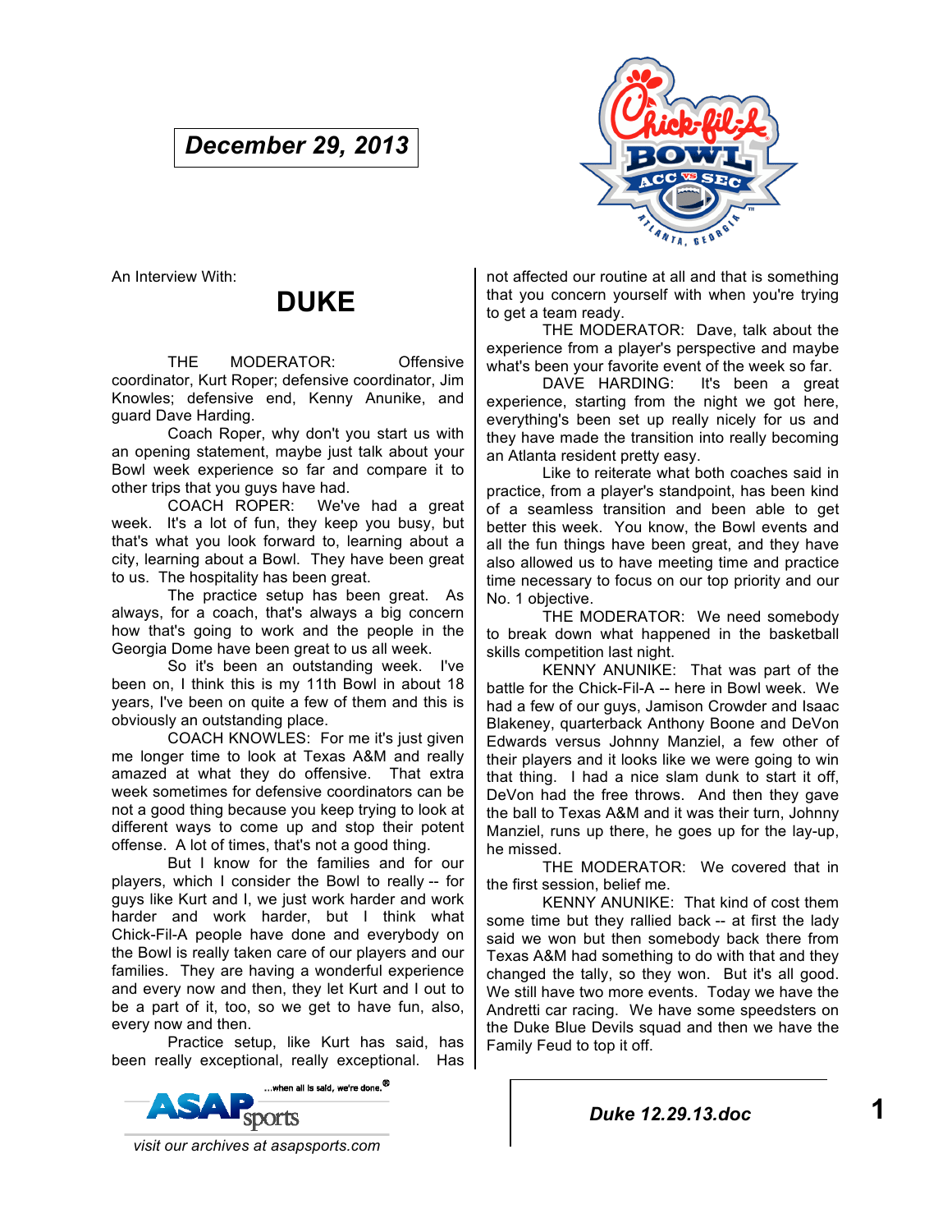**December 29, 2013**

An Interview With:

# DUKE

THE MODERATOR: Offensive coordinator, Kurt Roper; defensive coordinator, Jim Knowles; defensive end, Kenny Anunike, and guard Dave Harding.

Coach Roper, why don't you start us with an opening statement, maybe just talk about your Bowl week experience so far and compare it to other trips that you guys have had.

COACH ROPER: We've had a great week. It's a lot of fun, they keep you busy, but that's what you look forward to, learning about a city, learning about a Bowl. They have been great to us. The hospitality has been great.

The practice setup has been great. As always, for a coach, that's always a big concern how that's going to work and the people in the Georgia Dome have been great to us all week.

So it's been an outstanding week. I've been on, I think this is my 11th Bowl in about 18 years, I've been on quite a few of them and this is obviously an outstanding place.

COACH KNOWLES: For me it's just given me longer time to look at Texas A&M and really amazed at what they do offensive. That extra week sometimes for defensive coordinators can be not a good thing because you keep trying to look at different ways to come up and stop their potent offense. A lot of times, that's not a good thing.

But I know for the families and for our players, which I consider the Bowl to really -- for guys like Kurt and I, we just work harder and work harder and work harder, but I think what Chick-Fil-A people have done and everybody on the Bowl is really taken care of our players and our families. They are having a wonderful experience and every now and then, they let Kurt and I out to be a part of it, too, so we get to have fun, also, every now and then.

Practice setup, like Kurt has said, has been really exceptional, really exceptional. Has not affected our routine at all and that is something that you concern yourself with when you're trying to get a team ready.

THE MODERATOR: Dave, talk about the experience from a player's perspective and maybe what's been your favorite event of the week so far.

DAVE HARDING: It's been a great experience, starting from the night we got here, everything's been set up really nicely for us and they have made the transition into really becoming an Atlanta resident pretty easy.

Like to reiterate what both coaches said in practice, from a player's standpoint, has been kind of a seamless transition and been able to get better this week. You know, the Bowl events and all the fun things have been great, and they have also allowed us to have meeting time and practice time necessary to focus on our top priority and our No. 1 objective.

THE MODERATOR: We need somebody to break down what happened in the basketball skills competition last night.

KENNY ANUNIKE: That was part of the battle for the Chick-Fil-A -- here in Bowl week. We had a few of our guys, Jamison Crowder and Isaac Blakeney, quarterback Anthony Boone and DeVon Edwards versus Johnny Manziel, a few other of their players and it looks like we were going to win that thing. I had a nice slam dunk to start it off, DeVon had the free throws. And then they gave the ball to Texas A&M and it was their turn, Johnny Manziel, runs up there, he goes up for the lay-up, he missed.

THE MODERATOR: We covered that in the first session, belief me.

KENNY ANUNIKE: That kind of cost them some time but they rallied back -- at first the lady said we won but then somebody back there from Texas A&M had something to do with that and they changed the tally, so they won. But it's all good. We still have two more events. Today we have the Andretti car racing. We have some speedsters on the Duke Blue Devils squad and then we have the Family Feud to top it off.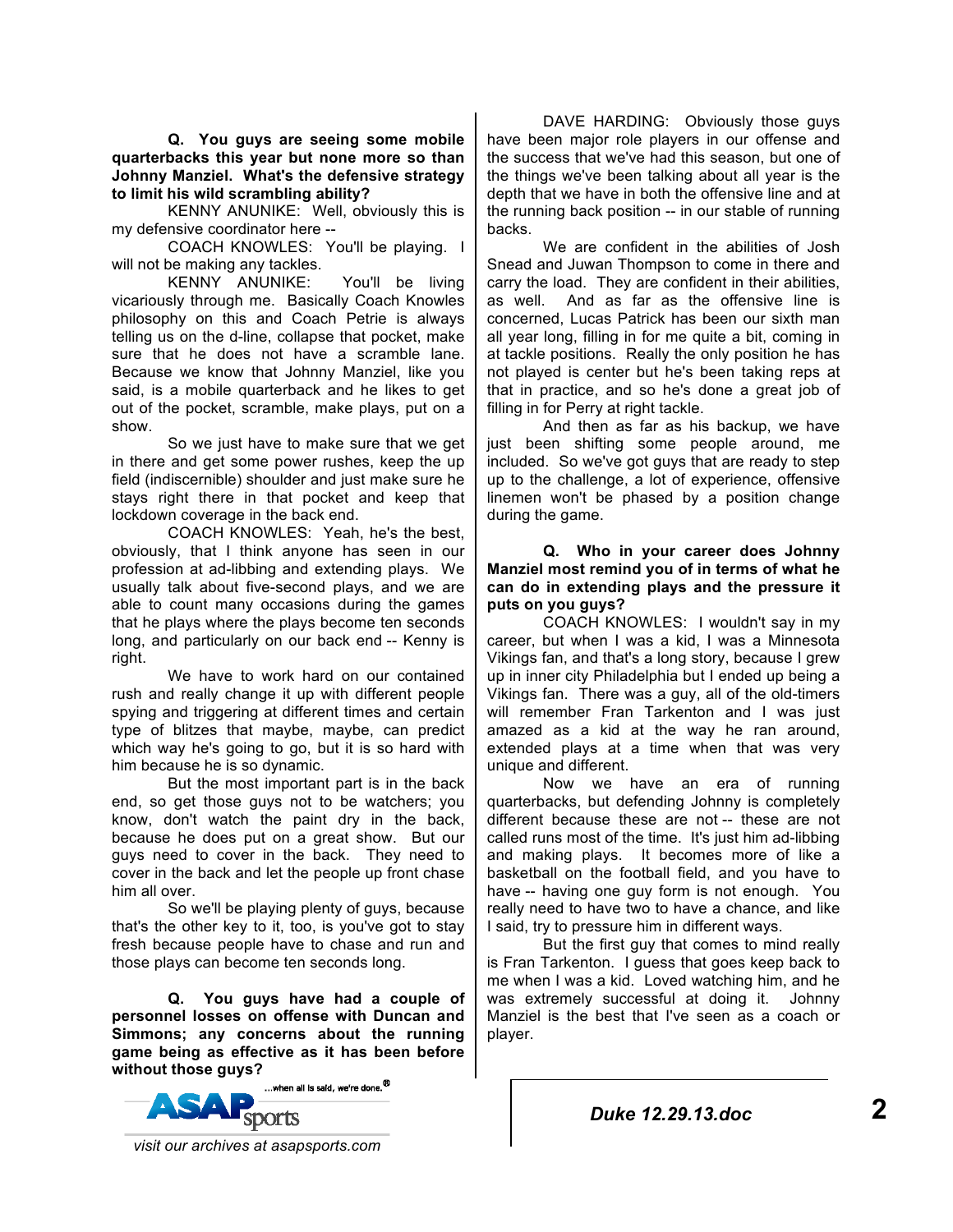**Q. You guys are seeing some mobile quarterbacks this year but none more so than Johnny Manziel. What's the defensive strategy to limit his wild scrambling ability?**

KENNY ANUNIKE: Well, obviously this is my defensive coordinator here --

COACH KNOWLES: You'll be playing. I will not be making any tackles.

KENNY ANUNIKE: You'll be living vicariously through me. Basically Coach Knowles philosophy on this and Coach Petrie is always telling us on the d-line, collapse that pocket, make sure that he does not have a scramble lane. Because we know that Johnny Manziel, like you said, is a mobile quarterback and he likes to get out of the pocket, scramble, make plays, put on a show.

So we just have to make sure that we get in there and get some power rushes, keep the up field (indiscernible) shoulder and just make sure he stays right there in that pocket and keep that lockdown coverage in the back end.

COACH KNOWLES: Yeah, he's the best, obviously, that I think anyone has seen in our profession at ad-libbing and extending plays. We usually talk about five-second plays, and we are able to count many occasions during the games that he plays where the plays become ten seconds long, and particularly on our back end -- Kenny is right.

We have to work hard on our contained rush and really change it up with different people spying and triggering at different times and certain type of blitzes that maybe, maybe, can predict which way he's going to go, but it is so hard with him because he is so dynamic.

But the most important part is in the back end, so get those guys not to be watchers; you know, don't watch the paint dry in the back, because he does put on a great show. But our guys need to cover in the back. They need to cover in the back and let the people up front chase him all over.

So we'll be playing plenty of guys, because that's the other key to it, too, is you've got to stay fresh because people have to chase and run and those plays can become ten seconds long.

**Q. You guys have had a couple of personnel losses on offense with Duncan and Simmons; any concerns about the running game being as effective as it has been before without those guys?**

DAVE HARDING: Obviously those guys have been major role players in our offense and the success that we've had this season, but one of the things we've been talking about all year is the depth that we have in both the offensive line and at the running back position -- in our stable of running backs.

We are confident in the abilities of Josh Snead and Juwan Thompson to come in there and carry the load. They are confident in their abilities, as well. And as far as the offensive line is concerned, Lucas Patrick has been our sixth man all year long, filling in for me quite a bit, coming in at tackle positions. Really the only position he has not played is center but he's been taking reps at that in practice, and so he's done a great job of filling in for Perry at right tackle.

And then as far as his backup, we have just been shifting some people around, me included. So we've got guys that are ready to step up to the challenge, a lot of experience, offensive linemen won't be phased by a position change during the game.

**Q. Who in your career does Johnny Manziel most remind you of in terms of what he can do in extending plays and the pressure it puts on you guys?**

COACH KNOWLES: I wouldn't say in my career, but when I was a kid, I was a Minnesota Vikings fan, and that's a long story, because I grew up in inner city Philadelphia but I ended up being a Vikings fan. There was a guy, all of the old-timers will remember Fran Tarkenton and I was just amazed as a kid at the way he ran around, extended plays at a time when that was very unique and different.

Now we have an era of running quarterbacks, but defending Johnny is completely different because these are not -- these are not called runs most of the time. It's just him ad-libbing and making plays. It becomes more of like a basketball on the football field, and you have to have -- having one guy form is not enough. You really need to have two to have a chance, and like I said, try to pressure him in different ways.

But the first guy that comes to mind really is Fran Tarkenton. I guess that goes keep back to me when I was a kid. Loved watching him, and he was extremely successful at doing it. Johnny Manziel is the best that I've seen as a coach or player.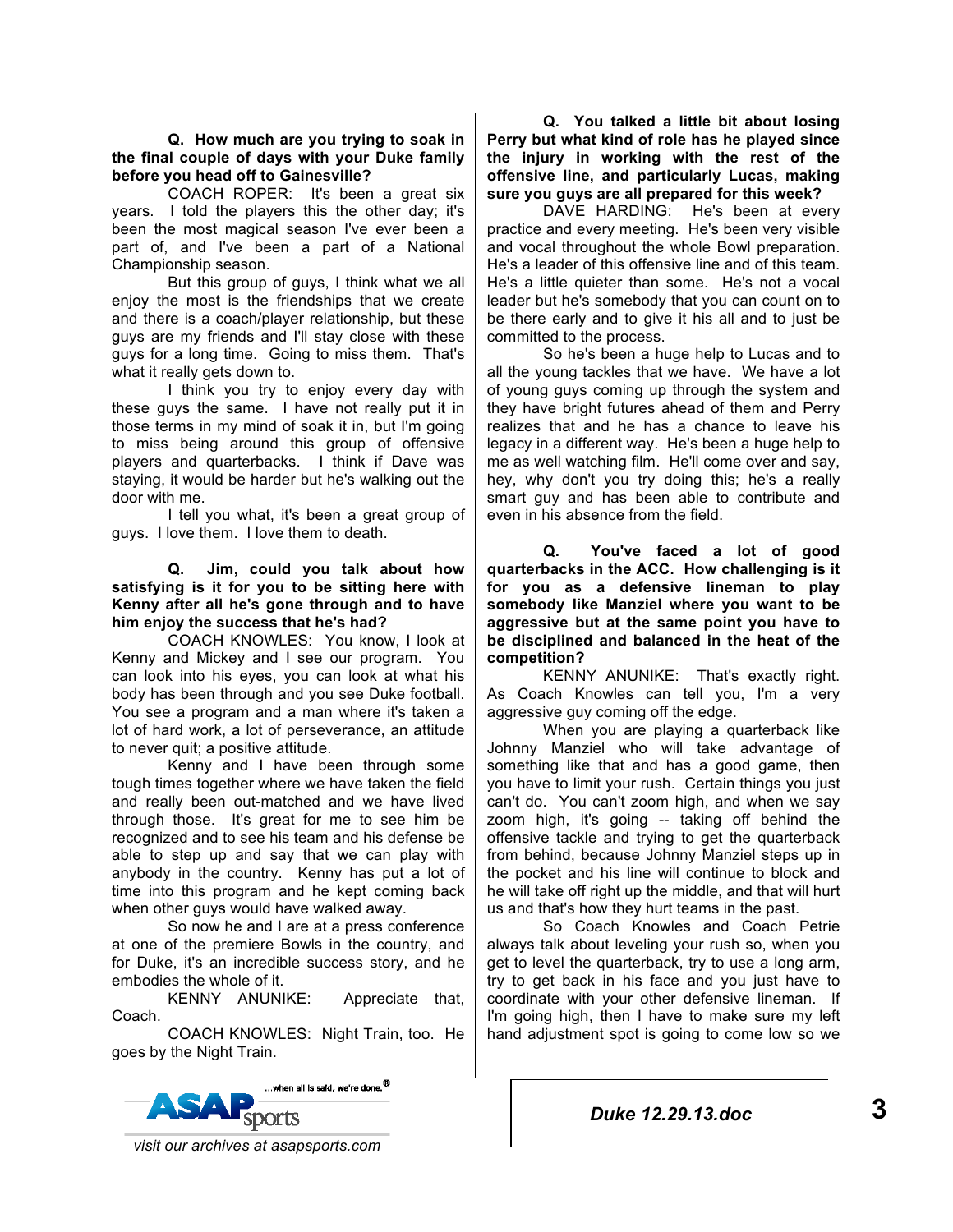**Q. How much are you trying to soak in the final couple of days with your Duke family before you head off to Gainesville?**

COACH ROPER: It's been a great six years. I told the players this the other day; it's been the most magical season I've ever been a part of, and I've been a part of a National Championship season.

But this group of guys, I think what we all enjoy the most is the friendships that we create and there is a coach/player relationship, but these guys are my friends and I'll stay close with these guys for a long time. Going to miss them. That's what it really gets down to.

I think you try to enjoy every day with these guys the same. I have not really put it in those terms in my mind of soak it in, but I'm going to miss being around this group of offensive players and quarterbacks. I think if Dave was staying, it would be harder but he's walking out the door with me.

I tell you what, it's been a great group of guys. I love them. I love them to death.

**Q. Jim, could you talk about how satisfying is it for you to be sitting here with Kenny after all he's gone through and to have him enjoy the success that he's had?**

COACH KNOWLES: You know, I look at Kenny and Mickey and I see our program. You can look into his eyes, you can look at what his body has been through and you see Duke football. You see a program and a man where it's taken a lot of hard work, a lot of perseverance, an attitude to never quit; a positive attitude.

Kenny and I have been through some tough times together where we have taken the field and really been out-matched and we have lived through those. It's great for me to see him be recognized and to see his team and his defense be able to step up and say that we can play with anybody in the country. Kenny has put a lot of time into this program and he kept coming back when other guys would have walked away.

So now he and I are at a press conference at one of the premiere Bowls in the country, and for Duke, it's an incredible success story, and he embodies the whole of it.

KENNY ANUNIKE: Appreciate that, Coach.

COACH KNOWLES: Night Train, too. He goes by the Night Train.

**Q. You talked a little bit about losing Perry but what kind of role has he played since the injury in working with the rest of the offensive line, and particularly Lucas, making sure you guys are all prepared for this week?**

DAVE HARDING: He's been at every practice and every meeting. He's been very visible and vocal throughout the whole Bowl preparation. He's a leader of this offensive line and of this team. He's a little quieter than some. He's not a vocal leader but he's somebody that you can count on to be there early and to give it his all and to just be committed to the process.

So he's been a huge help to Lucas and to all the young tackles that we have. We have a lot of young guys coming up through the system and they have bright futures ahead of them and Perry realizes that and he has a chance to leave his legacy in a different way. He's been a huge help to me as well watching film. He'll come over and say, hey, why don't you try doing this; he's a really smart guy and has been able to contribute and even in his absence from the field.

**Q. You've faced a lot of good quarterbacks in the ACC. How challenging is it for you as a defensive lineman to play somebody like Manziel where you want to be aggressive but at the same point you have to be disciplined and balanced in the heat of the competition?**

KENNY ANUNIKE: That's exactly right. As Coach Knowles can tell you, I'm a very aggressive guy coming off the edge.

When you are playing a quarterback like Johnny Manziel who will take advantage of something like that and has a good game, then you have to limit your rush. Certain things you just can't do. You can't zoom high, and when we say zoom high, it's going -- taking off behind the offensive tackle and trying to get the quarterback from behind, because Johnny Manziel steps up in the pocket and his line will continue to block and he will take off right up the middle, and that will hurt us and that's how they hurt teams in the past.

So Coach Knowles and Coach Petrie always talk about leveling your rush so, when you get to level the quarterback, try to use a long arm, try to get back in his face and you just have to coordinate with your other defensive lineman. If I'm going high, then I have to make sure my left hand adjustment spot is going to come low so we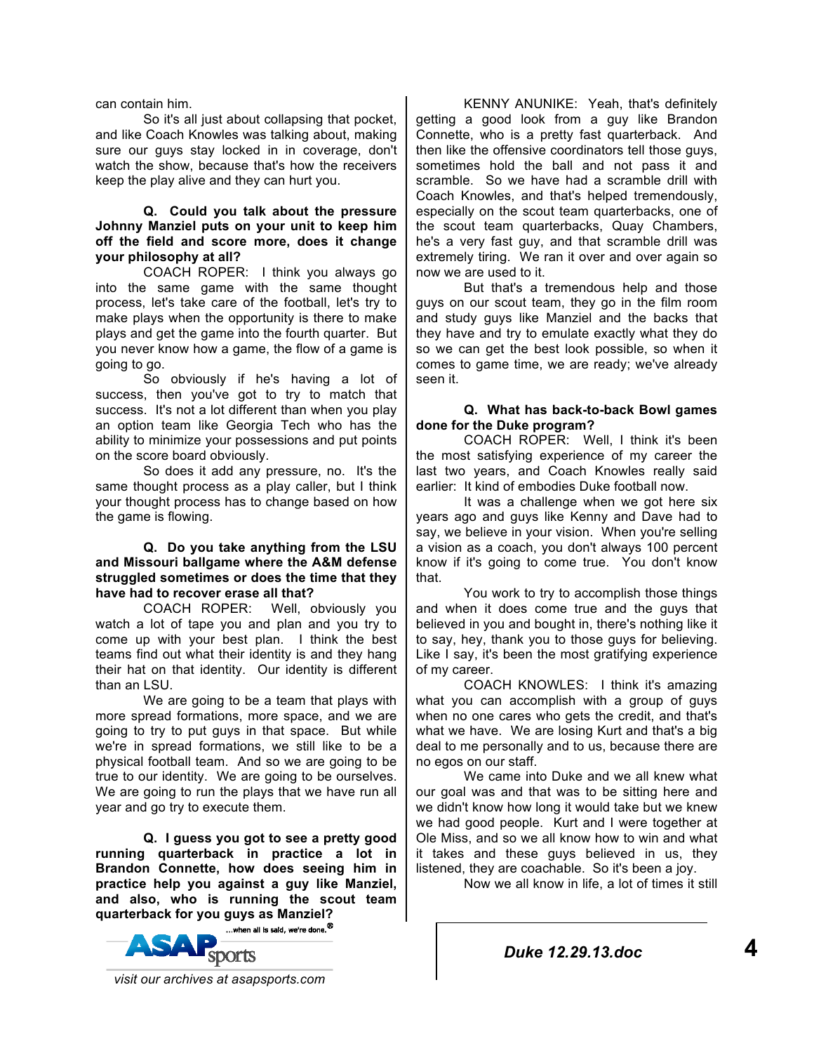can contain him.

So it's all just about collapsing that pocket, and like Coach Knowles was talking about, making sure our guys stay locked in in coverage, don't watch the show, because that's how the receivers keep the play alive and they can hurt you.

**Q. Could you talk about the pressure Johnny Manziel puts on your unit to keep him off the field and score more, does it change your philosophy at all?**

COACH ROPER: I think you always go into the same game with the same thought process, let's take care of the football, let's try to make plays when the opportunity is there to make plays and get the game into the fourth quarter. But you never know how a game, the flow of a game is going to go.

So obviously if he's having a lot of success, then you've got to try to match that success. It's not a lot different than when you play an option team like Georgia Tech who has the ability to minimize your possessions and put points on the score board obviously.

So does it add any pressure, no. It's the same thought process as a play caller, but I think your thought process has to change based on how the game is flowing.

**Q. Do you take anything from the LSU and Missouri ballgame where the A&M defense struggled sometimes or does the time that they have had to recover erase all that?**

COACH ROPER: Well, obviously you watch a lot of tape you and plan and you try to come up with your best plan. I think the best teams find out what their identity is and they hang their hat on that identity. Our identity is different than an LSU.

We are going to be a team that plays with more spread formations, more space, and we are going to try to put guys in that space. But while we're in spread formations, we still like to be a physical football team. And so we are going to be true to our identity. We are going to be ourselves. We are going to run the plays that we have run all year and go try to execute them.

**Q. I guess you got to see a pretty good running quarterback in practice a lot in Brandon Connette, how does seeing him in practice help you against a guy like Manziel, and also, who is running the scout team quarterback for you guys as Manziel?**

KENNY ANUNIKE: Yeah, that's definitely getting a good look from a guy like Brandon Connette, who is a pretty fast quarterback. And then like the offensive coordinators tell those guys, sometimes hold the ball and not pass it and scramble. So we have had a scramble drill with Coach Knowles, and that's helped tremendously, especially on the scout team quarterbacks, one of the scout team quarterbacks, Quay Chambers, he's a very fast guy, and that scramble drill was extremely tiring. We ran it over and over again so now we are used to it.

But that's a tremendous help and those guys on our scout team, they go in the film room and study guys like Manziel and the backs that they have and try to emulate exactly what they do so we can get the best look possible, so when it comes to game time, we are ready; we've already seen it.

**Q. What has back-to-back Bowl games done for the Duke program?**

COACH ROPER: Well, I think it's been the most satisfying experience of my career the last two years, and Coach Knowles really said earlier: It kind of embodies Duke football now.

It was a challenge when we got here six years ago and guys like Kenny and Dave had to say, we believe in your vision. When you're selling a vision as a coach, you don't always 100 percent know if it's going to come true. You don't know that.

You work to try to accomplish those things and when it does come true and the guys that believed in you and bought in, there's nothing like it to say, hey, thank you to those guys for believing. Like I say, it's been the most gratifying experience of my career.

COACH KNOWLES: I think it's amazing what you can accomplish with a group of guys when no one cares who gets the credit, and that's what we have. We are losing Kurt and that's a big deal to me personally and to us, because there are no egos on our staff.

We came into Duke and we all knew what our goal was and that was to be sitting here and we didn't know how long it would take but we knew we had good people. Kurt and I were together at Ole Miss, and so we all know how to win and what it takes and these guys believed in us, they listened, they are coachable. So it's been a joy.

Now we all know in life, a lot of times it still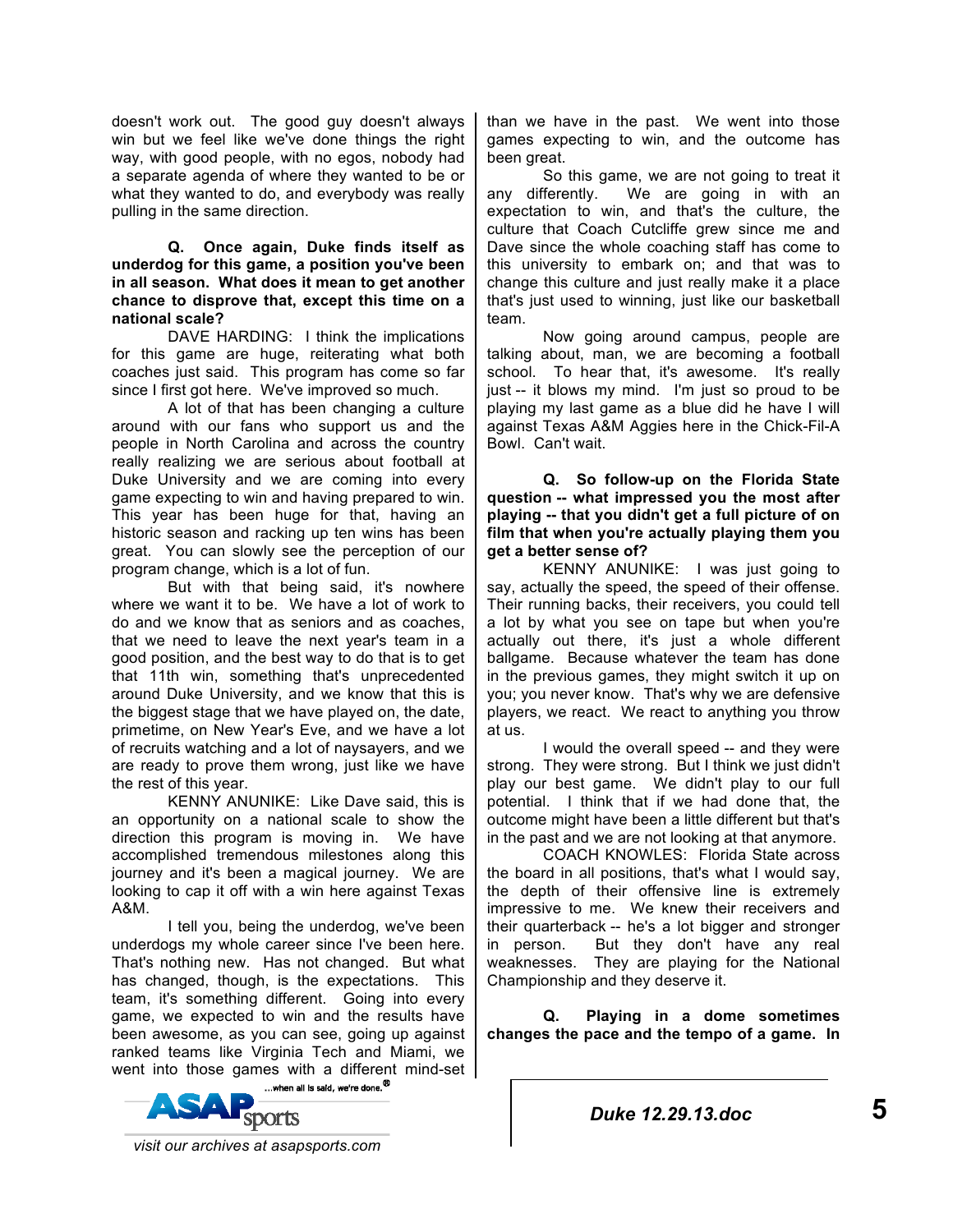doesn't work out. The good guy doesn't always win but we feel like we've done things the right way, with good people, with no egos, nobody had a separate agenda of where they wanted to be or what they wanted to do, and everybody was really pulling in the same direction.

**Q. Once again, Duke finds itself as underdog for this game, a position you've been in all season. What does it mean to get another chance to disprove that, except this time on a national scale?**

DAVE HARDING: I think the implications for this game are huge, reiterating what both coaches just said. This program has come so far since I first got here. We've improved so much.

A lot of that has been changing a culture around with our fans who support us and the people in North Carolina and across the country really realizing we are serious about football at Duke University and we are coming into every game expecting to win and having prepared to win. This year has been huge for that, having an historic season and racking up ten wins has been great. You can slowly see the perception of our program change, which is a lot of fun.

But with that being said, it's nowhere where we want it to be. We have a lot of work to do and we know that as seniors and as coaches, that we need to leave the next year's team in a good position, and the best way to do that is to get that 11th win, something that's unprecedented around Duke University, and we know that this is the biggest stage that we have played on, the date, primetime, on New Year's Eve, and we have a lot of recruits watching and a lot of naysayers, and we are ready to prove them wrong, just like we have the rest of this year.

KENNY ANUNIKE: Like Dave said, this is an opportunity on a national scale to show the direction this program is moving in. We have accomplished tremendous milestones along this journey and it's been a magical journey. We are looking to cap it off with a win here against Texas A&M.

I tell you, being the underdog, we've been underdogs my whole career since I've been here. That's nothing new. Has not changed. But what has changed, though, is the expectations. This team, it's something different. Going into every game, we expected to win and the results have been awesome, as you can see, going up against ranked teams like Virginia Tech and Miami, we went into those games with a different mind-set than we have in the past. We went into those games expecting to win, and the outcome has been great.

So this game, we are not going to treat it any differently. We are going in with an expectation to win, and that's the culture, the culture that Coach Cutcliffe grew since me and Dave since the whole coaching staff has come to this university to embark on; and that was to change this culture and just really make it a place that's just used to winning, just like our basketball team.

Now going around campus, people are talking about, man, we are becoming a football school. To hear that, it's awesome. It's really just -- it blows my mind. I'm just so proud to be playing my last game as a blue did he have I will against Texas A&M Aggies here in the Chick-Fil-A Bowl. Can't wait.

**Q. So follow-up on the Florida State question -- what impressed you the most after playing -- that you didn't get a full picture of on film that when you're actually playing them you get a better sense of?**

KENNY ANUNIKE: I was just going to say, actually the speed, the speed of their offense. Their running backs, their receivers, you could tell a lot by what you see on tape but when you're actually out there, it's just a whole different ballgame. Because whatever the team has done in the previous games, they might switch it up on you; you never know. That's why we are defensive players, we react. We react to anything you throw at us.

I would the overall speed -- and they were strong. They were strong. But I think we just didn't play our best game. We didn't play to our full potential. I think that if we had done that, the outcome might have been a little different but that's in the past and we are not looking at that anymore.

COACH KNOWLES: Florida State across the board in all positions, that's what I would say, the depth of their offensive line is extremely impressive to me. We knew their receivers and their quarterback -- he's a lot bigger and stronger in person. But they don't have any real weaknesses. They are playing for the National Championship and they deserve it.

**Q. Playing in a dome sometimes changes the pace and the tempo of a game. In**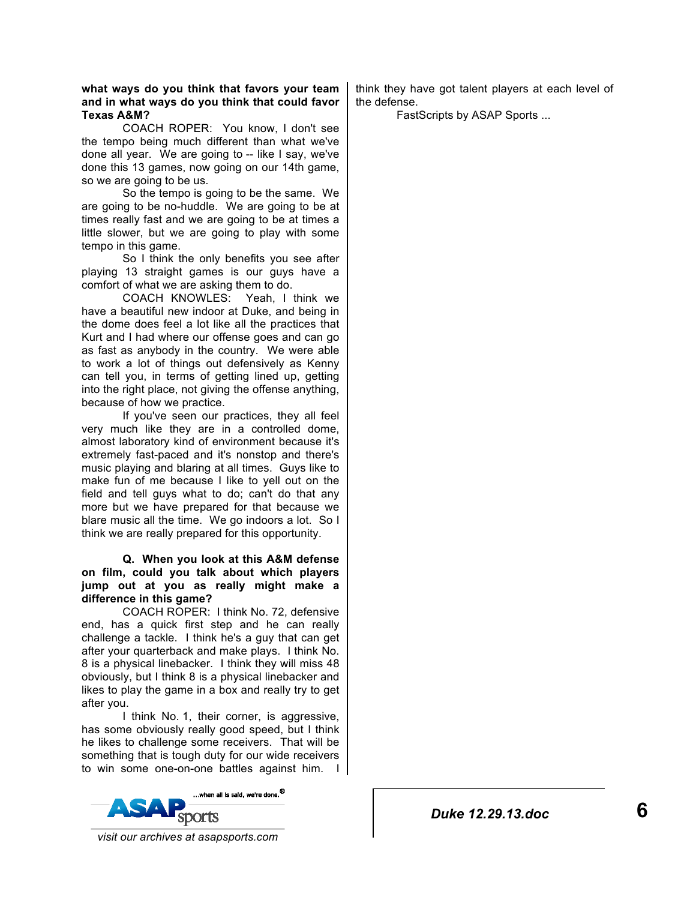**what ways do you think that favors your team and in what ways do you think that could favor Texas A&M?**

COACH ROPER: You know, I don't see the tempo being much different than what we've done all year. We are going to -- like I say, we've done this 13 games, now going on our 14th game, so we are going to be us.

So the tempo is going to be the same. We are going to be no-huddle. We are going to be at times really fast and we are going to be at times a little slower, but we are going to play with some tempo in this game.

So I think the only benefits you see after playing 13 straight games is our guys have a comfort of what we are asking them to do.

COACH KNOWLES: Yeah, I think we have a beautiful new indoor at Duke, and being in the dome does feel a lot like all the practices that Kurt and I had where our offense goes and can go as fast as anybody in the country. We were able to work a lot of things out defensively as Kenny can tell you, in terms of getting lined up, getting into the right place, not giving the offense anything, because of how we practice.

If you've seen our practices, they all feel very much like they are in a controlled dome, almost laboratory kind of environment because it's extremely fast-paced and it's nonstop and there's music playing and blaring at all times. Guys like to make fun of me because I like to yell out on the field and tell guys what to do; can't do that any more but we have prepared for that because we blare music all the time. We go indoors a lot. So I think we are really prepared for this opportunity.

**Q. When you look at this A&M defense on film, could you talk about which players jump out at you as really might make a difference in this game?**

COACH ROPER: I think No. 72, defensive end, has a quick first step and he can really challenge a tackle. I think he's a guy that can get after your quarterback and make plays. I think No. 8 is a physical linebacker. I think they will miss 48 obviously, but I think 8 is a physical linebacker and likes to play the game in a box and really try to get after you.

I think No. 1, their corner, is aggressive, has some obviously really good speed, but I think he likes to challenge some receivers. That will be something that is tough duty for our wide receivers to win some one-on-one battles against him. I think they have got talent players at each level of the defense.

FastScripts by ASAP Sports ...